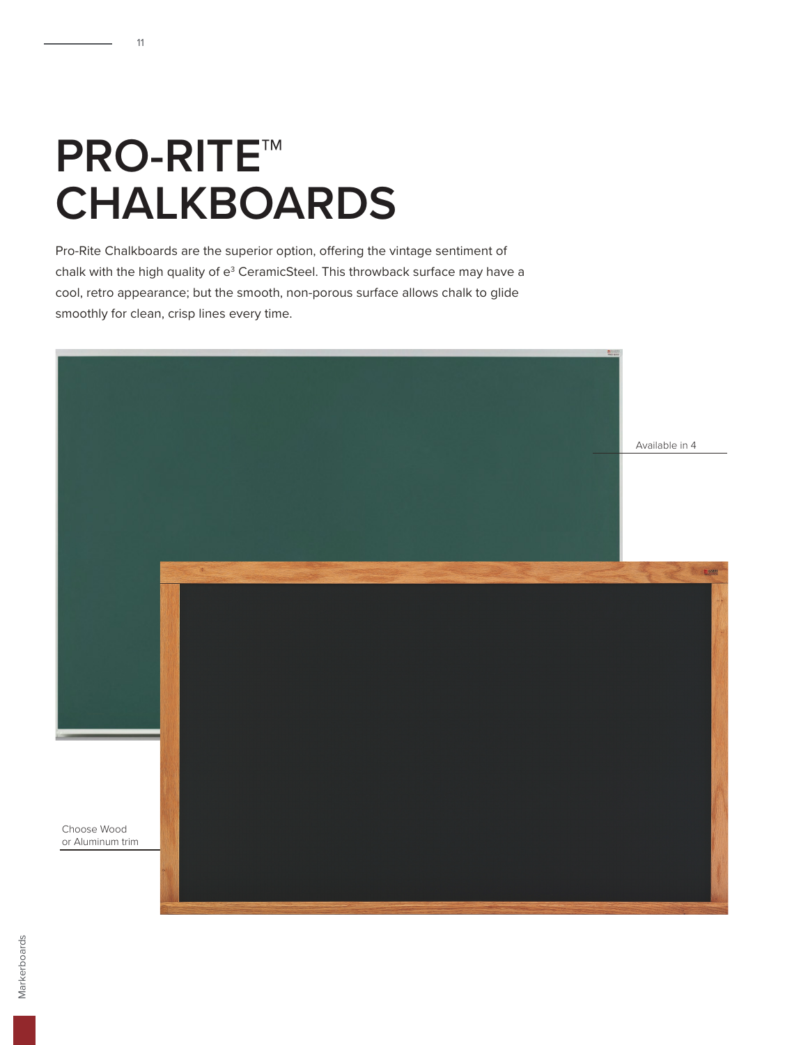# PRO-RITE™ CHALKBOARDS

Pro-Rite Chalkboards are the superior option, offering the vintage sentiment of chalk with the high quality of e³ CeramicSteel. This throwback surface may have a cool, retro appearance; but the smooth, non-porous surface allows chalk to glide smoothly for clean, crisp lines every time.

Available in 4

Choose Wood or Aluminum trim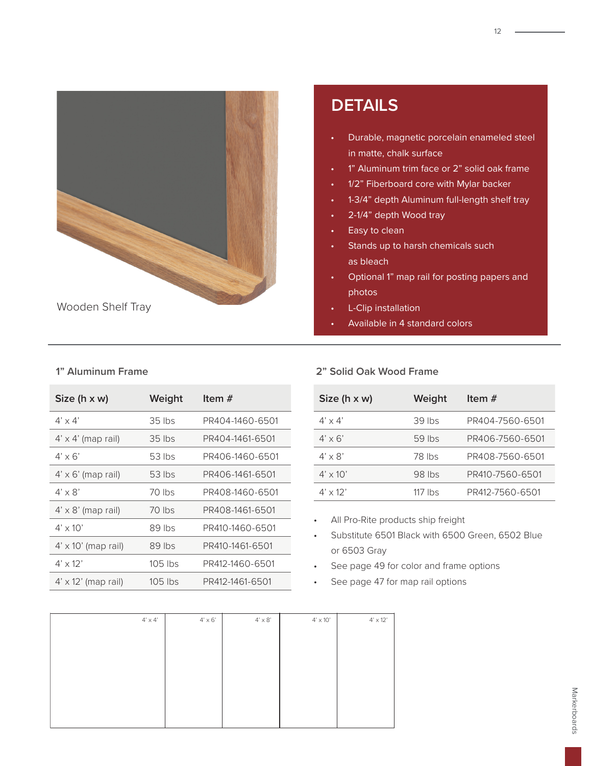Wooden Shelf Tray

## DETAILS

- Durable, magnetic porcelain enameled steel in matte, chalk surface
- 1" Aluminum trim face or 2" solid oak frame
- 1/2" Fiberboard core with Mylar backer
- 1-3/4" depth Aluminum full-length shelf tray
- 2-1/4" depth Wood tray
- Easy to clean
- Stands up to harsh chemicals such as bleach
- Optional 1" map rail for posting papers and photos
- L-Clip installation
- Available in 4 standard colors

### 1" Aluminum Frame

| Size (h x w) | Weight | Item # |
|---|---|---|
| 4' x 4' | 35 lbs | PR404-1460-6501 |
| 4' x 4' (map rail) | 35 lbs | PR404-1461-6501 |
| 4' x 6' | 53 lbs | PR406-1460-6501 |
| 4' x 6' (map rail) | 53 lbs | PR406-1461-6501 |
| 4' x 8' | 70 lbs | PR408-1460-6501 |
| 4' x 8' (map rail) | 70 lbs | PR408-1461-6501 |
| 4' x 10' | 89 lbs | PR410-1460-6501 |
| 4' x 10' (map rail) | 89 lbs | PR410-1461-6501 |
| 4' x 12' | 105 lbs | PR412-1460-6501 |
| 4' x 12' (map rail) | 105 lbs | PR412-1461-6501 |

### 2" Solid Oak Wood Frame

| Size (h x w) | Weight | Item # |
|---|---|---|
| 4' x 4' | 39 lbs | PR404-7560-6501 |
| 4' x 6' | 59 lbs | PR406-7560-6501 |
| 4' x 8' | 78 lbs | PR408-7560-6501 |
| 4' x 10' | 98 lbs | PR410-7560-6501 |
| 4' x 12' | 117 lbs | PR412-7560-6501 |

- All Pro-Rite products ship freight
- Substitute 6501 Black with 6500 Green, 6502 Blue or 6503 Gray
- See page 49 for color and frame options
- See page 47 for map rail options

4' x 4'
4' x 6'
4' x 8'
4' x 10'
4' x 12'